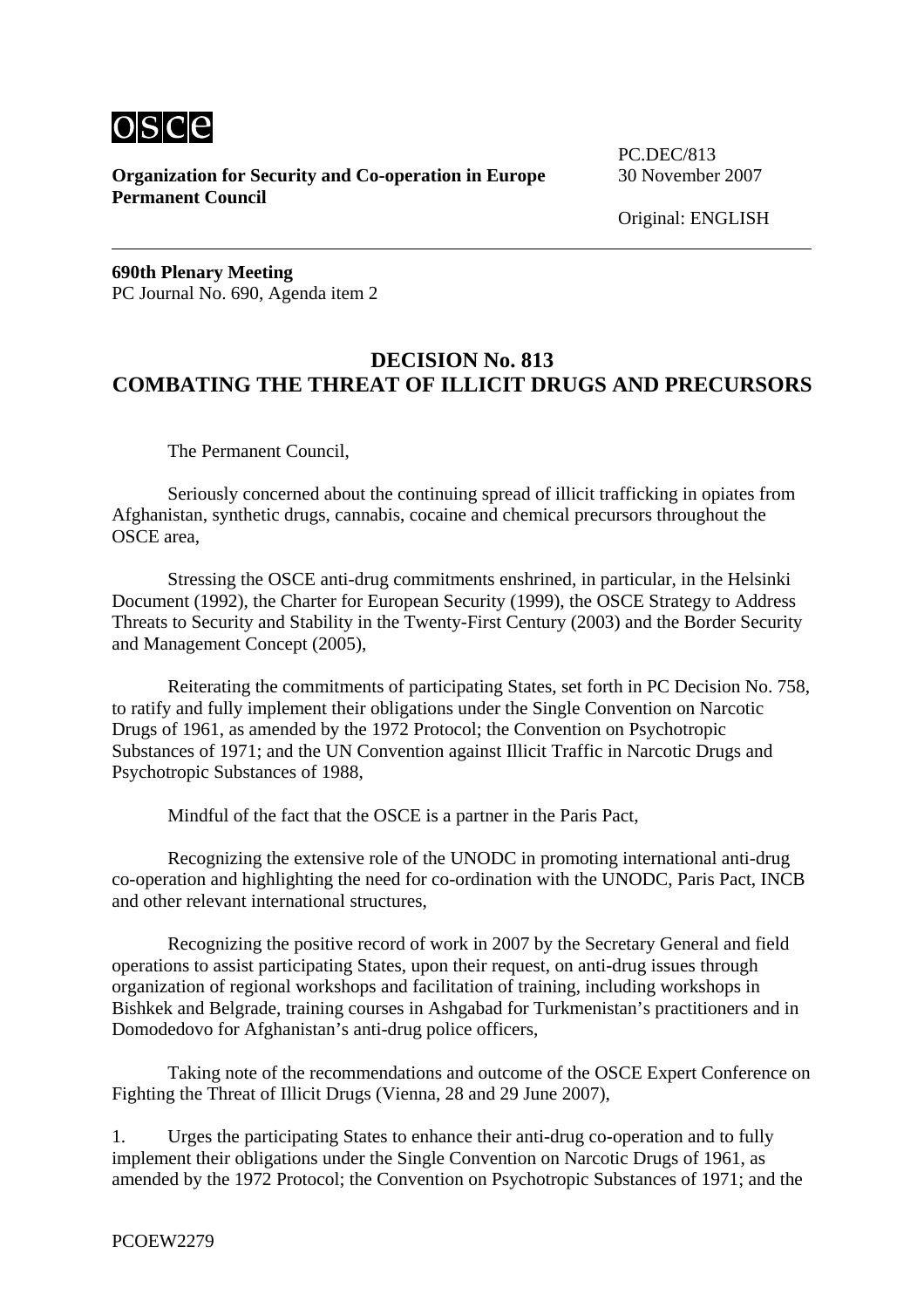osce

**Organization for Security and Co-operation in Europe**
**Permanent Council**

PC.DEC/813
30 November 2007

Original: ENGLISH

---

**690th Plenary Meeting**
PC Journal No. 690, Agenda item 2

## DECISION No. 813
## COMBATING THE THREAT OF ILLICIT DRUGS AND PRECURSORS

The Permanent Council,

Seriously concerned about the continuing spread of illicit trafficking in opiates from Afghanistan, synthetic drugs, cannabis, cocaine and chemical precursors throughout the OSCE area,

Stressing the OSCE anti-drug commitments enshrined, in particular, in the Helsinki Document (1992), the Charter for European Security (1999), the OSCE Strategy to Address Threats to Security and Stability in the Twenty-First Century (2003) and the Border Security and Management Concept (2005),

Reiterating the commitments of participating States, set forth in PC Decision No. 758, to ratify and fully implement their obligations under the Single Convention on Narcotic Drugs of 1961, as amended by the 1972 Protocol; the Convention on Psychotropic Substances of 1971; and the UN Convention against Illicit Traffic in Narcotic Drugs and Psychotropic Substances of 1988,

Mindful of the fact that the OSCE is a partner in the Paris Pact,

Recognizing the extensive role of the UNODC in promoting international anti-drug co-operation and highlighting the need for co-ordination with the UNODC, Paris Pact, INCB and other relevant international structures,

Recognizing the positive record of work in 2007 by the Secretary General and field operations to assist participating States, upon their request, on anti-drug issues through organization of regional workshops and facilitation of training, including workshops in Bishkek and Belgrade, training courses in Ashgabad for Turkmenistan's practitioners and in Domodedovo for Afghanistan's anti-drug police officers,

Taking note of the recommendations and outcome of the OSCE Expert Conference on Fighting the Threat of Illicit Drugs (Vienna, 28 and 29 June 2007),

1. Urges the participating States to enhance their anti-drug co-operation and to fully implement their obligations under the Single Convention on Narcotic Drugs of 1961, as amended by the 1972 Protocol; the Convention on Psychotropic Substances of 1971; and the

PCOEW2279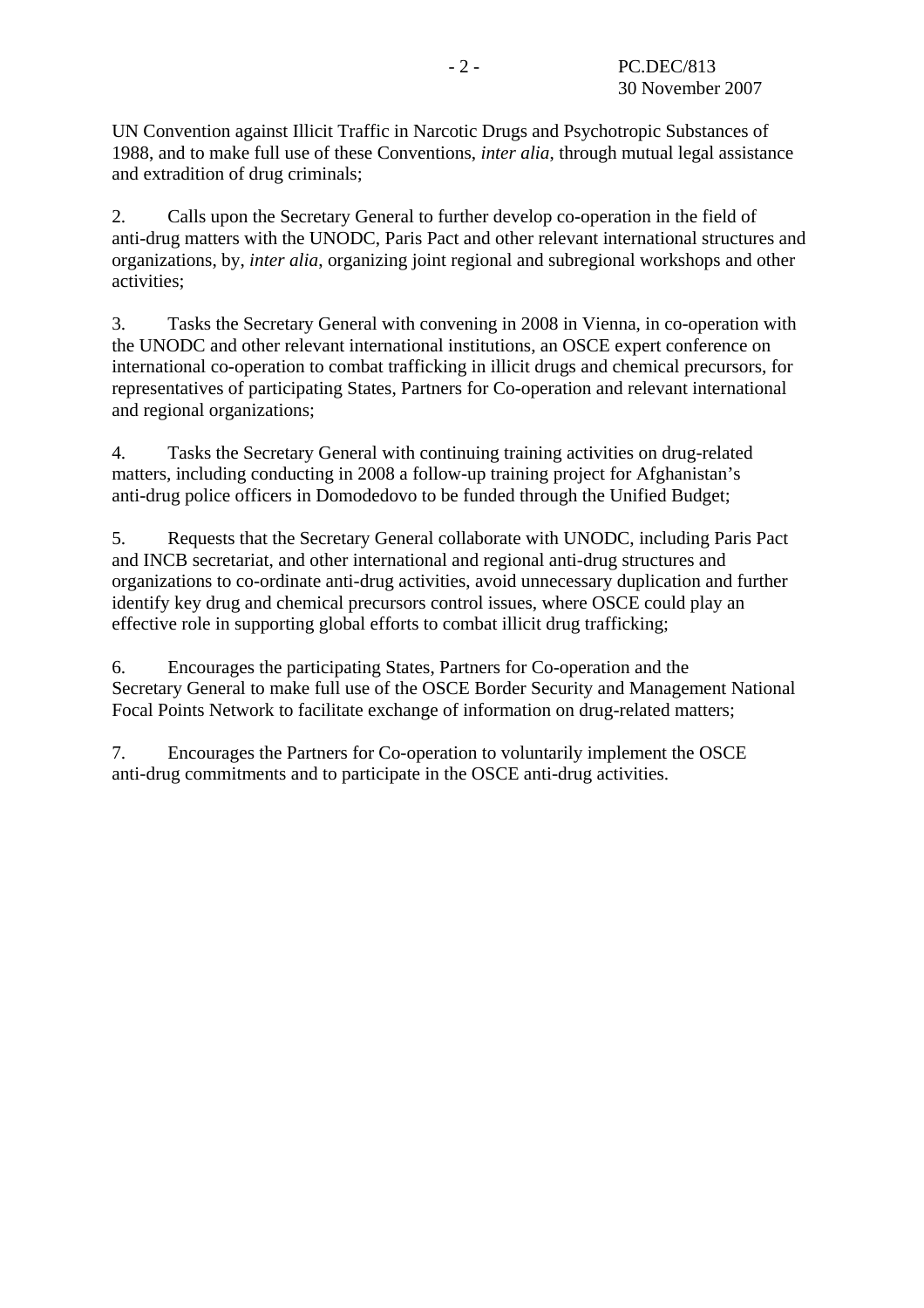UN Convention against Illicit Traffic in Narcotic Drugs and Psychotropic Substances of 1988, and to make full use of these Conventions, *inter alia*, through mutual legal assistance and extradition of drug criminals;

2. Calls upon the Secretary General to further develop co-operation in the field of anti-drug matters with the UNODC, Paris Pact and other relevant international structures and organizations, by, *inter alia*, organizing joint regional and subregional workshops and other activities;

3. Tasks the Secretary General with convening in 2008 in Vienna, in co-operation with the UNODC and other relevant international institutions, an OSCE expert conference on international co-operation to combat trafficking in illicit drugs and chemical precursors, for representatives of participating States, Partners for Co-operation and relevant international and regional organizations;

4. Tasks the Secretary General with continuing training activities on drug-related matters, including conducting in 2008 a follow-up training project for Afghanistan's anti-drug police officers in Domodedovo to be funded through the Unified Budget;

5. Requests that the Secretary General collaborate with UNODC, including Paris Pact and INCB secretariat, and other international and regional anti-drug structures and organizations to co-ordinate anti-drug activities, avoid unnecessary duplication and further identify key drug and chemical precursors control issues, where OSCE could play an effective role in supporting global efforts to combat illicit drug trafficking;

6. Encourages the participating States, Partners for Co-operation and the Secretary General to make full use of the OSCE Border Security and Management National Focal Points Network to facilitate exchange of information on drug-related matters;

7. Encourages the Partners for Co-operation to voluntarily implement the OSCE anti-drug commitments and to participate in the OSCE anti-drug activities.